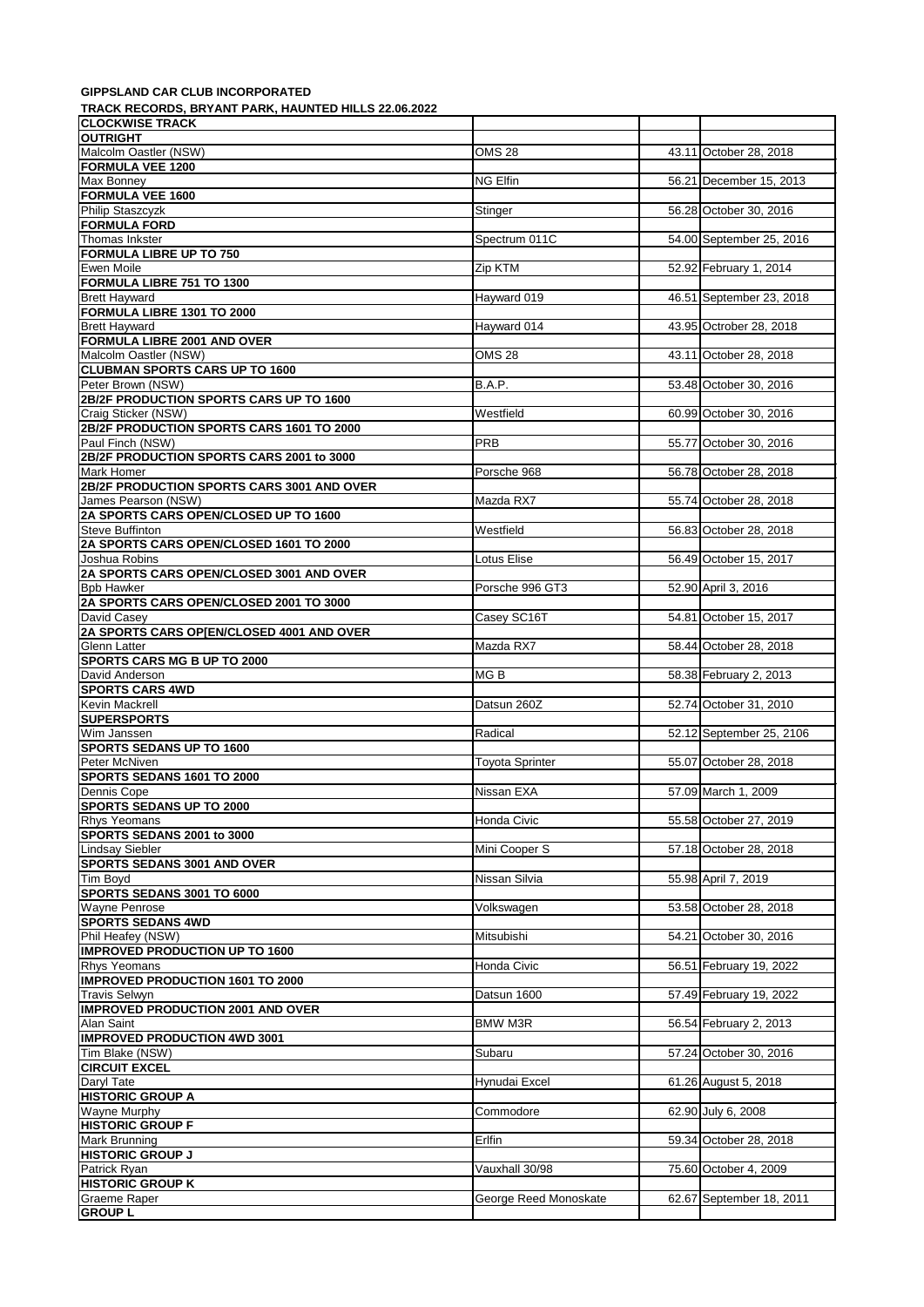**GIPPSLAND CAR CLUB INCORPORATED**

**TRACK RECORDS, BRYANT PARK, HAUNTED HILLS 22.06.2022**

| **CLOCKWISE TRACK** | | | |
|---|---|---|---|
| **OUTRIGHT** | | | |
| Malcolm Oastler (NSW) | OMS 28 | 43.11 | October 28, 2018 |
| **FORMULA VEE 1200** | | | |
| Max Bonney | NG Elfin | 56.21 | December 15, 2013 |
| **FORMULA VEE 1600** | | | |
| Philip Staszcyzk | Stinger | 56.28 | October 30, 2016 |
| **FORMULA FORD** | | | |
| Thomas Inkster | Spectrum 011C | 54.00 | September 25, 2016 |
| **FORMULA LIBRE UP TO 750** | | | |
| Ewen Moile | Zip KTM | 52.92 | February 1, 2014 |
| **FORMULA LIBRE 751 TO 1300** | | | |
| Brett Hayward | Hayward 019 | 46.51 | September 23, 2018 |
| **FORMULA LIBRE 1301 TO 2000** | | | |
| Brett Hayward | Hayward 014 | 43.95 | Octrober 28, 2018 |
| **FORMULA LIBRE 2001 AND OVER** | | | |
| Malcolm Oastler (NSW) | OMS 28 | 43.11 | October 28, 2018 |
| **CLUBMAN SPORTS CARS UP TO 1600** | | | |
| Peter Brown (NSW) | B.A.P. | 53.48 | October 30, 2016 |
| **2B/2F PRODUCTION SPORTS CARS UP TO 1600** | | | |
| Craig Sticker (NSW) | Westfield | 60.99 | October 30, 2016 |
| **2B/2F PRODUCTION SPORTS CARS 1601 TO 2000** | | | |
| Paul Finch (NSW) | PRB | 55.77 | October 30, 2016 |
| **2B/2F PRODUCTION SPORTS CARS 2001 to 3000** | | | |
| Mark Homer | Porsche 968 | 56.78 | October 28, 2018 |
| **2B/2F PRODUCTION SPORTS CARS 3001 AND OVER** | | | |
| James Pearson (NSW) | Mazda RX7 | 55.74 | October 28, 2018 |
| **2A SPORTS CARS OPEN/CLOSED UP TO 1600** | | | |
| Steve Buffinton | Westfield | 56.83 | October 28, 2018 |
| **2A SPORTS CARS OPEN/CLOSED 1601 TO 2000** | | | |
| Joshua Robins | Lotus Elise | 56.49 | October 15, 2017 |
| **2A SPORTS CARS OPEN/CLOSED 3001 AND OVER** | | | |
| Bpb Hawker | Porsche 996 GT3 | 52.90 | April 3, 2016 |
| **2A SPORTS CARS OPEN/CLOSED 2001 TO 3000** | | | |
| David Casey | Casey SC16T | 54.81 | October 15, 2017 |
| **2A SPORTS CARS OP[EN/CLOSED 4001 AND OVER** | | | |
| Glenn Latter | Mazda RX7 | 58.44 | October 28, 2018 |
| **SPORTS CARS MG B UP TO 2000** | | | |
| David Anderson | MG B | 58.38 | February 2, 2013 |
| **SPORTS CARS 4WD** | | | |
| Kevin Mackrell | Datsun 260Z | 52.74 | October 31, 2010 |
| **SUPERSPORTS** | | | |
| Wim Janssen | Radical | 52.12 | September 25, 2106 |
| **SPORTS SEDANS UP TO 1600** | | | |
| Peter McNiven | Toyota Sprinter | 55.07 | October 28, 2018 |
| **SPORTS SEDANS 1601 TO 2000** | | | |
| Dennis Cope | Nissan EXA | 57.09 | March 1, 2009 |
| **SPORTS SEDANS UP TO 2000** | | | |
| Rhys Yeomans | Honda Civic | 55.58 | October 27, 2019 |
| **SPORTS SEDANS 2001 to 3000** | | | |
| Lindsay Siebler | Mini Cooper S | 57.18 | October 28, 2018 |
| **SPORTS SEDANS 3001 AND OVER** | | | |
| Tim Boyd | Nissan Silvia | 55.98 | April 7, 2019 |
| **SPORTS SEDANS 3001 TO 6000** | | | |
| Wayne Penrose | Volkswagen | 53.58 | October 28, 2018 |
| **SPORTS SEDANS 4WD** | | | |
| Phil Heafey (NSW) | Mitsubishi | 54.21 | October 30, 2016 |
| **IMPROVED PRODUCTION UP TO 1600** | | | |
| Rhys Yeomans | Honda Civic | 56.51 | February 19, 2022 |
| **IMPROVED PRODUCTION 1601 TO 2000** | | | |
| Travis Selwyn | Datsun 1600 | 57.49 | February 19, 2022 |
| **IMPROVED PRODUCTION 2001 AND OVER** | | | |
| Alan Saint | BMW M3R | 56.54 | February 2, 2013 |
| **IMPROVED PRODUCTION 4WD 3001** | | | |
| Tim Blake (NSW) | Subaru | 57.24 | October 30, 2016 |
| **CIRCUIT EXCEL** | | | |
| Daryl Tate | Hynudai Excel | 61.26 | August 5, 2018 |
| **HISTORIC GROUP A** | | | |
| Wayne Murphy | Commodore | 62.90 | July 6, 2008 |
| **HISTORIC GROUP F** | | | |
| Mark Brunning | Erlfin | 59.34 | October 28, 2018 |
| **HISTORIC GROUP J** | | | |
| Patrick Ryan | Vauxhall 30/98 | 75.60 | October 4, 2009 |
| **HISTORIC GROUP K** | | | |
| Graeme Raper | George Reed Monoskate | 62.67 | September 18, 2011 |
| **GROUP L** | | | |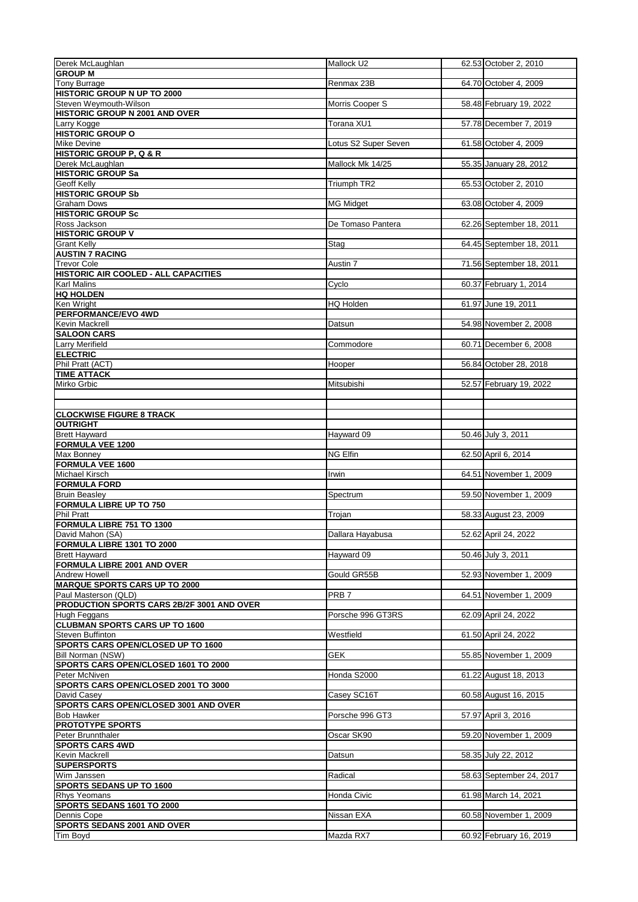| | | | |
|---|---|---|---|
| Derek McLaughlan | Mallock U2 | 62.53 | October 2, 2010 |
| **GROUP M** | | | |
| Tony Burrage | Renmax 23B | 64.70 | October 4, 2009 |
| **HISTORIC GROUP N UP TO 2000** | | | |
| Steven Weymouth-Wilson | Morris Cooper S | 58.48 | February 19, 2022 |
| **HISTORIC GROUP N 2001 AND OVER** | | | |
| Larry Kogge | Torana XU1 | 57.78 | December 7, 2019 |
| **HISTORIC GROUP O** | | | |
| Mike Devine | Lotus S2 Super Seven | 61.58 | October 4, 2009 |
| **HISTORIC GROUP P, Q & R** | | | |
| Derek McLaughlan | Mallock Mk 14/25 | 55.35 | January 28, 2012 |
| **HISTORIC GROUP Sa** | | | |
| Geoff Kelly | Triumph TR2 | 65.53 | October 2, 2010 |
| **HISTORIC GROUP Sb** | | | |
| Graham Dows | MG Midget | 63.08 | October 4, 2009 |
| **HISTORIC GROUP Sc** | | | |
| Ross Jackson | De Tomaso Pantera | 62.26 | September 18, 2011 |
| **HISTORIC GROUP V** | | | |
| Grant Kelly | Stag | 64.45 | September 18, 2011 |
| **AUSTIN 7 RACING** | | | |
| Trevor Cole | Austin 7 | 71.56 | September 18, 2011 |
| **HISTORIC AIR COOLED - ALL CAPACITIES** | | | |
| Karl Malins | Cyclo | 60.37 | February 1, 2014 |
| **HQ HOLDEN** | | | |
| Ken Wright | HQ Holden | 61.97 | June 19, 2011 |
| **PERFORMANCE/EVO 4WD** | | | |
| Kevin Mackrell | Datsun | 54.98 | November 2, 2008 |
| **SALOON CARS** | | | |
| Larry Merifield | Commodore | 60.71 | December 6, 2008 |
| **ELECTRIC** | | | |
| Phil Pratt (ACT) | Hooper | 56.84 | October 28, 2018 |
| **TIME ATTACK** | | | |
| Mirko Grbic | Mitsubishi | 52.57 | February 19, 2022 |
| | | | |
| | | | |
| **CLOCKWISE FIGURE 8 TRACK** | | | |
| **OUTRIGHT** | | | |
| Brett Hayward | Hayward 09 | 50.46 | July 3, 2011 |
| **FORMULA VEE 1200** | | | |
| Max Bonney | NG Elfin | 62.50 | April 6, 2014 |
| **FORMULA VEE 1600** | | | |
| Michael Kirsch | Irwin | 64.51 | November 1, 2009 |
| **FORMULA FORD** | | | |
| Bruin Beasley | Spectrum | 59.50 | November 1, 2009 |
| **FORMULA LIBRE UP TO 750** | | | |
| Phil Pratt | Trojan | 58.33 | August 23, 2009 |
| **FORMULA LIBRE 751 TO 1300** | | | |
| David Mahon (SA) | Dallara Hayabusa | 52.62 | April 24, 2022 |
| **FORMULA LIBRE 1301 TO 2000** | | | |
| Brett Hayward | Hayward 09 | 50.46 | July 3, 2011 |
| **FORMULA LIBRE 2001 AND OVER** | | | |
| Andrew Howell | Gould GR55B | 52.93 | November 1, 2009 |
| **MARQUE SPORTS CARS UP TO 2000** | | | |
| Paul Masterson (QLD) | PRB 7 | 64.51 | November 1, 2009 |
| **PRODUCTION SPORTS CARS 2B/2F 3001 AND OVER** | | | |
| Hugh Feggans | Porsche 996 GT3RS | 62.09 | April 24, 2022 |
| **CLUBMAN SPORTS CARS UP TO 1600** | | | |
| Steven Buffinton | Westfield | 61.50 | April 24, 2022 |
| **SPORTS CARS OPEN/CLOSED UP TO 1600** | | | |
| Bill Norman (NSW) | GEK | 55.85 | November 1, 2009 |
| **SPORTS CARS OPEN/CLOSED 1601 TO 2000** | | | |
| Peter McNiven | Honda S2000 | 61.22 | August 18, 2013 |
| **SPORTS CARS OPEN/CLOSED 2001 TO 3000** | | | |
| David Casey | Casey SC16T | 60.58 | August 16, 2015 |
| **SPORTS CARS OPEN/CLOSED 3001 AND OVER** | | | |
| Bob Hawker | Porsche 996 GT3 | 57.97 | April 3, 2016 |
| **PROTOTYPE SPORTS** | | | |
| Peter Brunnthaler | Oscar SK90 | 59.20 | November 1, 2009 |
| **SPORTS CARS 4WD** | | | |
| Kevin Mackrell | Datsun | 58.35 | July 22, 2012 |
| **SUPERSPORTS** | | | |
| Wim Janssen | Radical | 58.63 | September 24, 2017 |
| **SPORTS SEDANS UP TO 1600** | | | |
| Rhys Yeomans | Honda Civic | 61.98 | March 14, 2021 |
| **SPORTS SEDANS 1601 TO 2000** | | | |
| Dennis Cope | Nissan EXA | 60.58 | November 1, 2009 |
| **SPORTS SEDANS 2001 AND OVER** | | | |
| Tim Boyd | Mazda RX7 | 60.92 | February 16, 2019 |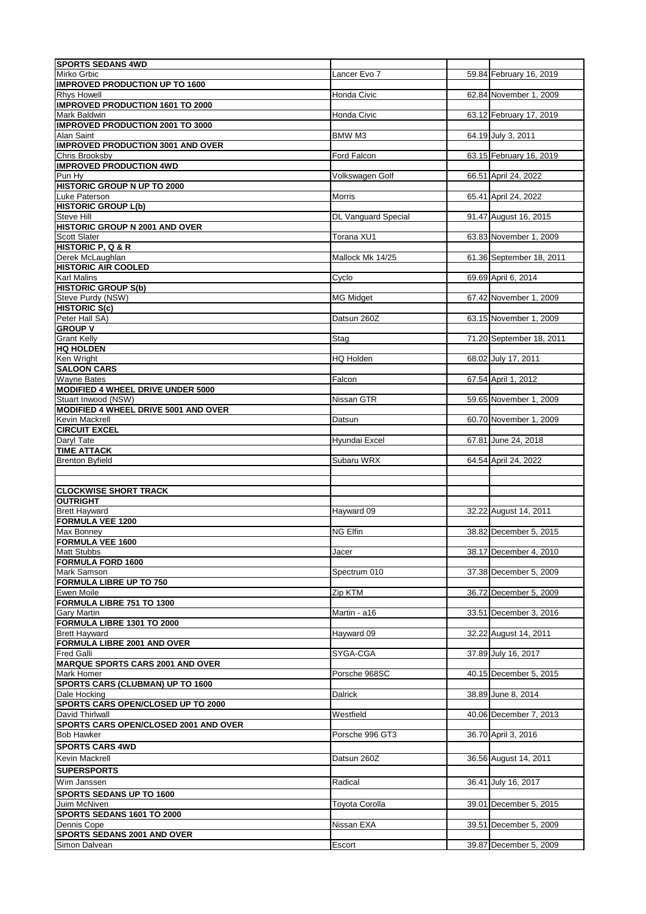| SPORTS SEDANS 4WD | | | |
|---|---|---|---|
| Mirko Grbic | Lancer Evo 7 | 59.84 | February 16, 2019 |
| **IMPROVED PRODUCTION UP TO 1600** | | | |
| Rhys Howell | Honda Civic | 62.84 | November 1, 2009 |
| **IMPROVED PRODUCTION 1601 TO 2000** | | | |
| Mark Baldwin | Honda Civic | 63.12 | February 17, 2019 |
| **IMPROVED PRODUCTION 2001 TO 3000** | | | |
| Alan Saint | BMW M3 | 64.19 | July 3, 2011 |
| **IMPROVED PRODUCTION 3001 AND OVER** | | | |
| Chris Brooksby | Ford Falcon | 63.15 | February 16, 2019 |
| **IMPROVED PRODUCTION 4WD** | | | |
| Pun Hy | Volkswagen Golf | 66.51 | April 24, 2022 |
| **HISTORIC GROUP N UP TO 2000** | | | |
| Luke Paterson | Morris | 65.41 | April 24, 2022 |
| **HISTORIC GROUP L(b)** | | | |
| Steve Hill | DL Vanguard Special | 91.47 | August 16, 2015 |
| **HISTORIC GROUP N 2001 AND OVER** | | | |
| Scott Slater | Torana XU1 | 63.83 | November 1, 2009 |
| **HISTORIC P, Q & R** | | | |
| Derek McLaughlan | Mallock Mk 14/25 | 61.36 | September 18, 2011 |
| **HISTORIC AIR COOLED** | | | |
| Karl Malins | Cyclo | 69.69 | April 6, 2014 |
| **HISTORIC GROUP S(b)** | | | |
| Steve Purdy (NSW) | MG Midget | 67.42 | November 1, 2009 |
| **HISTORIC S(c)** | | | |
| Peter Hall SA) | Datsun 260Z | 63.15 | November 1, 2009 |
| **GROUP V** | | | |
| Grant Kelly | Stag | 71.20 | September 18, 2011 |
| **HQ HOLDEN** | | | |
| Ken Wright | HQ Holden | 68.02 | July 17, 2011 |
| **SALOON CARS** | | | |
| Wayne Bates | Falcon | 67.54 | April 1, 2012 |
| **MODIFIED 4 WHEEL DRIVE UNDER 5000** | | | |
| Stuart Inwood (NSW) | Nissan GTR | 59.65 | November 1, 2009 |
| **MODIFIED 4 WHEEL DRIVE 5001 AND OVER** | | | |
| Kevin Mackrell | Datsun | 60.70 | November 1, 2009 |
| **CIRCUIT EXCEL** | | | |
| Daryl Tate | Hyundai Excel | 67.81 | June 24, 2018 |
| **TIME ATTACK** | | | |
| Brenton Byfield | Subaru WRX | 64.54 | April 24, 2022 |
| | | | |
| | | | |
| **CLOCKWISE SHORT TRACK** | | | |
| **OUTRIGHT** | | | |
| Brett Hayward | Hayward 09 | 32.22 | August 14, 2011 |
| **FORMULA VEE 1200** | | | |
| Max Bonney | NG Elfin | 38.82 | December 5, 2015 |
| **FORMULA VEE 1600** | | | |
| Matt Stubbs | Jacer | 38.17 | December 4, 2010 |
| **FORMULA FORD 1600** | | | |
| Mark Samson | Spectrum 010 | 37.38 | December 5, 2009 |
| **FORMULA LIBRE UP TO 750** | | | |
| Ewen Moile | Zip KTM | 36.72 | December 5, 2009 |
| **FORMULA LIBRE 751 TO 1300** | | | |
| Gary Martin | Martin - a16 | 33.51 | December 3, 2016 |
| **FORMULA LIBRE 1301 TO 2000** | | | |
| Brett Hayward | Hayward 09 | 32.22 | August 14, 2011 |
| **FORMULA LIBRE 2001 AND OVER** | | | |
| Fred Galli | SYGA-CGA | 37.89 | July 16, 2017 |
| **MARQUE SPORTS CARS 2001 AND OVER** | | | |
| Mark Homer | Porsche 968SC | 40.15 | December 5, 2015 |
| **SPORTS CARS (CLUBMAN) UP TO 1600** | | | |
| Dale Hocking | Dalrick | 38.89 | June 8, 2014 |
| **SPORTS CARS OPEN/CLOSED UP TO 2000** | | | |
| David Thirlwall | Westfield | 40.06 | December 7, 2013 |
| **SPORTS CARS OPEN/CLOSED 2001 AND OVER** | | | |
| Bob Hawker | Porsche 996 GT3 | 36.70 | April 3, 2016 |
| **SPORTS CARS 4WD** | | | |
| Kevin Mackrell | Datsun 260Z | 36.56 | August 14, 2011 |
| **SUPERSPORTS** | | | |
| Wim Janssen | Radical | 36.41 | July 16, 2017 |
| **SPORTS SEDANS UP TO 1600** | | | |
| Juim McNiven | Toyota Corolla | 39.01 | December 5, 2015 |
| **SPORTS SEDANS 1601 TO 2000** | | | |
| Dennis Cope | Nissan EXA | 39.51 | December 5, 2009 |
| **SPORTS SEDANS 2001 AND OVER** | | | |
| Simon Dalvean | Escort | 39.87 | December 5, 2009 |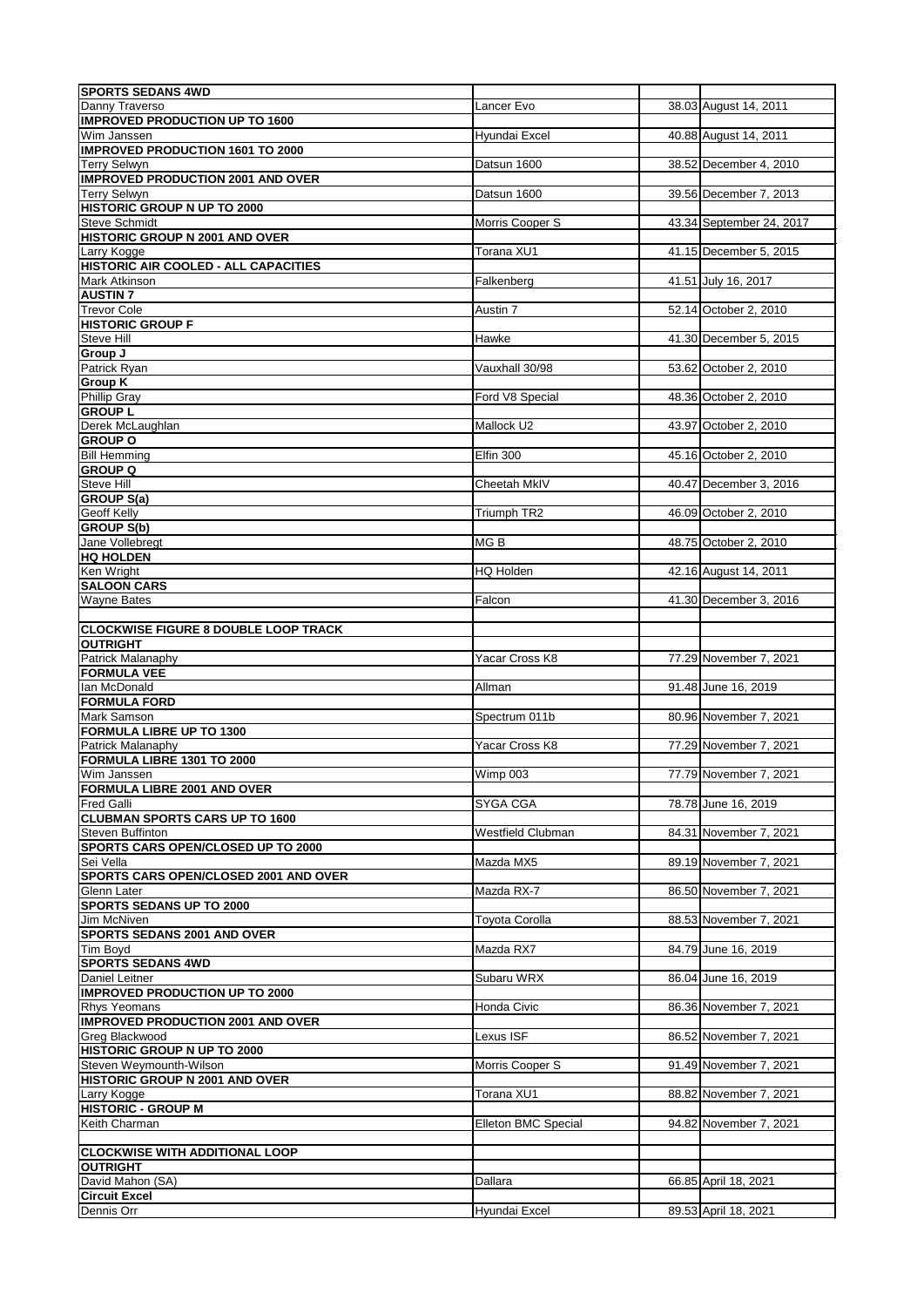| | | | |
|---|---|---|---|
| **SPORTS SEDANS 4WD** | | | |
| Danny Traverso | Lancer Evo | 38.03 | August 14, 2011 |
| **IMPROVED PRODUCTION UP TO 1600** | | | |
| Wim Janssen | Hyundai Excel | 40.88 | August 14, 2011 |
| **IMPROVED PRODUCTION 1601 TO 2000** | | | |
| Terry Selwyn | Datsun 1600 | 38.52 | December 4, 2010 |
| **IMPROVED PRODUCTION 2001 AND OVER** | | | |
| Terry Selwyn | Datsun 1600 | 39.56 | December 7, 2013 |
| **HISTORIC GROUP N UP TO 2000** | | | |
| Steve Schmidt | Morris Cooper S | 43.34 | September 24, 2017 |
| **HISTORIC GROUP N 2001 AND OVER** | | | |
| Larry Kogge | Torana XU1 | 41.15 | December 5, 2015 |
| **HISTORIC AIR COOLED - ALL CAPACITIES** | | | |
| Mark Atkinson | Falkenberg | 41.51 | July 16, 2017 |
| **AUSTIN 7** | | | |
| Trevor Cole | Austin 7 | 52.14 | October 2, 2010 |
| **HISTORIC GROUP F** | | | |
| Steve Hill | Hawke | 41.30 | December 5, 2015 |
| **Group J** | | | |
| Patrick Ryan | Vauxhall 30/98 | 53.62 | October 2, 2010 |
| **Group K** | | | |
| Phillip Gray | Ford V8 Special | 48.36 | October 2, 2010 |
| **GROUP L** | | | |
| Derek McLaughlan | Mallock U2 | 43.97 | October 2, 2010 |
| **GROUP O** | | | |
| Bill Hemming | Elfin 300 | 45.16 | October 2, 2010 |
| **GROUP Q** | | | |
| Steve Hill | Cheetah MkIV | 40.47 | December 3, 2016 |
| **GROUP S(a)** | | | |
| Geoff Kelly | Triumph TR2 | 46.09 | October 2, 2010 |
| **GROUP S(b)** | | | |
| Jane Vollebregt | MG B | 48.75 | October 2, 2010 |
| **HQ HOLDEN** | | | |
| Ken Wright | HQ Holden | 42.16 | August 14, 2011 |
| **SALOON CARS** | | | |
| Wayne Bates | Falcon | 41.30 | December 3, 2016 |
| | | | |
| **CLOCKWISE FIGURE 8 DOUBLE LOOP TRACK** | | | |
| **OUTRIGHT** | | | |
| Patrick Malanaphy | Yacar Cross K8 | 77.29 | November 7, 2021 |
| **FORMULA VEE** | | | |
| Ian McDonald | Allman | 91.48 | June 16, 2019 |
| **FORMULA FORD** | | | |
| Mark Samson | Spectrum 011b | 80.96 | November 7, 2021 |
| **FORMULA LIBRE UP TO 1300** | | | |
| Patrick Malanaphy | Yacar Cross K8 | 77.29 | November 7, 2021 |
| **FORMULA LIBRE 1301 TO 2000** | | | |
| Wim Janssen | Wimp 003 | 77.79 | November 7, 2021 |
| **FORMULA LIBRE 2001 AND OVER** | | | |
| Fred Galli | SYGA CGA | 78.78 | June 16, 2019 |
| **CLUBMAN SPORTS CARS UP TO 1600** | | | |
| Steven Buffinton | Westfield Clubman | 84.31 | November 7, 2021 |
| **SPORTS CARS OPEN/CLOSED UP TO 2000** | | | |
| Sei Vella | Mazda MX5 | 89.19 | November 7, 2021 |
| **SPORTS CARS OPEN/CLOSED 2001 AND OVER** | | | |
| Glenn Later | Mazda RX-7 | 86.50 | November 7, 2021 |
| **SPORTS SEDANS UP TO 2000** | | | |
| Jim McNiven | Toyota Corolla | 88.53 | November 7, 2021 |
| **SPORTS SEDANS 2001 AND OVER** | | | |
| Tim Boyd | Mazda RX7 | 84.79 | June 16, 2019 |
| **SPORTS SEDANS 4WD** | | | |
| Daniel Leitner | Subaru WRX | 86.04 | June 16, 2019 |
| **IMPROVED PRODUCTION UP TO 2000** | | | |
| Rhys Yeomans | Honda Civic | 86.36 | November 7, 2021 |
| **IMPROVED PRODUCTION 2001 AND OVER** | | | |
| Greg Blackwood | Lexus ISF | 86.52 | November 7, 2021 |
| **HISTORIC GROUP N UP TO 2000** | | | |
| Steven Weymounth-Wilson | Morris Cooper S | 91.49 | November 7, 2021 |
| **HISTORIC GROUP N 2001 AND OVER** | | | |
| Larry Kogge | Torana XU1 | 88.82 | November 7, 2021 |
| **HISTORIC - GROUP M** | | | |
| Keith Charman | Elleton BMC Special | 94.82 | November 7, 2021 |
| | | | |
| **CLOCKWISE WITH ADDITIONAL LOOP** | | | |
| **OUTRIGHT** | | | |
| David Mahon (SA) | Dallara | 66.85 | April 18, 2021 |
| **Circuit Excel** | | | |
| Dennis Orr | Hyundai Excel | 89.53 | April 18, 2021 |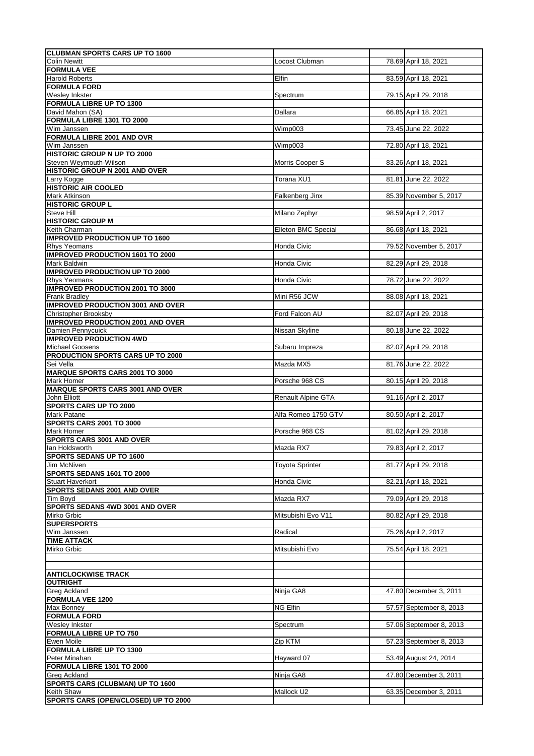| | | | |
|---|---|---|---|
| **CLUBMAN SPORTS CARS UP TO 1600** | | | |
| Colin Newitt | Locost Clubman | 78.69 | April 18, 2021 |
| **FORMULA VEE** | | | |
| Harold Roberts | Elfin | 83.59 | April 18, 2021 |
| **FORMULA FORD** | | | |
| Wesley Inkster | Spectrum | 79.15 | April 29, 2018 |
| **FORMULA LIBRE UP TO 1300** | | | |
| David Mahon (SA) | Dallara | 66.85 | April 18, 2021 |
| **FORMULA LIBRE 1301 TO 2000** | | | |
| Wim Janssen | Wimp003 | 73.45 | June 22, 2022 |
| **FORMULA LIBRE 2001 AND OVR** | | | |
| Wim Janssen | Wimp003 | 72.80 | April 18, 2021 |
| **HISTORIC GROUP N UP TO 2000** | | | |
| Steven Weymouth-Wilson | Morris Cooper S | 83.26 | April 18, 2021 |
| **HISTORIC GROUP N 2001 AND OVER** | | | |
| Larry Kogge | Torana XU1 | 81.81 | June 22, 2022 |
| **HISTORIC AIR COOLED** | | | |
| Mark Atkinson | Falkenberg Jinx | 85.39 | November 5, 2017 |
| **HISTORIC GROUP L** | | | |
| Steve Hill | Milano Zephyr | 98.59 | April 2, 2017 |
| **HISTORIC GROUP M** | | | |
| Keith Charman | Elleton BMC Special | 86.68 | April 18, 2021 |
| **IMPROVED PRODUCTION UP TO 1600** | | | |
| Rhys Yeomans | Honda Civic | 79.52 | November 5, 2017 |
| **IMPROVED PRODUCTION 1601 TO 2000** | | | |
| Mark Baldwin | Honda Civic | 82.29 | April 29, 2018 |
| **IMPROVED PRODUCTION UP TO 2000** | | | |
| Rhys Yeomans | Honda Civic | 78.72 | June 22, 2022 |
| **IMPROVED PRODUCTION 2001 TO 3000** | | | |
| Frank Bradley | Mini R56 JCW | 88.08 | April 18, 2021 |
| **IMPROVED PRODUCTION 3001 AND OVER** | | | |
| Christopher Brooksby | Ford Falcon AU | 82.07 | April 29, 2018 |
| **IMPROVED PRODUCTION 2001 AND OVER** | | | |
| Damien Pennycuick | Nissan Skyline | 80.18 | June 22, 2022 |
| **IMPROVED PRODUCTION 4WD** | | | |
| Michael Goosens | Subaru Impreza | 82.07 | April 29, 2018 |
| **PRODUCTION SPORTS CARS UP TO 2000** | | | |
| Sei Vella | Mazda MX5 | 81.76 | June 22, 2022 |
| **MARQUE SPORTS CARS 2001 TO 3000** | | | |
| Mark Homer | Porsche 968 CS | 80.15 | April 29, 2018 |
| **MARQUE SPORTS CARS 3001 AND OVER** | | | |
| John Elliott | Renault Alpine GTA | 91.16 | April 2, 2017 |
| **SPORTS CARS UP TO 2000** | | | |
| Mark Patane | Alfa Romeo 1750 GTV | 80.50 | April 2, 2017 |
| **SPORTS CARS 2001 TO 3000** | | | |
| Mark Homer | Porsche 968 CS | 81.02 | April 29, 2018 |
| **SPORTS CARS 3001 AND OVER** | | | |
| Ian Holdsworth | Mazda RX7 | 79.83 | April 2, 2017 |
| **SPORTS SEDANS UP TO 1600** | | | |
| Jim McNiven | Toyota Sprinter | 81.77 | April 29, 2018 |
| **SPORTS SEDANS 1601 TO 2000** | | | |
| Stuart Haverkort | Honda Civic | 82.21 | April 18, 2021 |
| **SPORTS SEDANS 2001 AND OVER** | | | |
| Tim Boyd | Mazda RX7 | 79.09 | April 29, 2018 |
| **SPORTS SEDANS 4WD 3001 AND OVER** | | | |
| Mirko Grbic | Mitsubishi Evo V11 | 80.82 | April 29, 2018 |
| **SUPERSPORTS** | | | |
| Wim Janssen | Radical | 75.26 | April 2, 2017 |
| **TIME ATTACK** | | | |
| Mirko Grbic | Mitsubishi Evo | 75.54 | April 18, 2021 |
| | | | |
| | | | |
| **ANTICLOCKWISE TRACK** | | | |
| **OUTRIGHT** | | | |
| Greg Ackland | Ninja GA8 | 47.80 | December 3, 2011 |
| **FORMULA VEE 1200** | | | |
| Max Bonney | NG Elfin | 57.57 | September 8, 2013 |
| **FORMULA FORD** | | | |
| Wesley Inkster | Spectrum | 57.06 | September 8, 2013 |
| **FORMULA LIBRE UP TO 750** | | | |
| Ewen Moile | Zip KTM | 57.23 | September 8, 2013 |
| **FORMULA LIBRE UP TO 1300** | | | |
| Peter Minahan | Hayward 07 | 53.49 | August 24, 2014 |
| **FORMULA LIBRE 1301 TO 2000** | | | |
| Greg Ackland | Ninja GA8 | 47.80 | December 3, 2011 |
| **SPORTS CARS (CLUBMAN) UP TO 1600** | | | |
| Keith Shaw | Mallock U2 | 63.35 | December 3, 2011 |
| **SPORTS CARS (OPEN/CLOSED) UP TO 2000** | | | |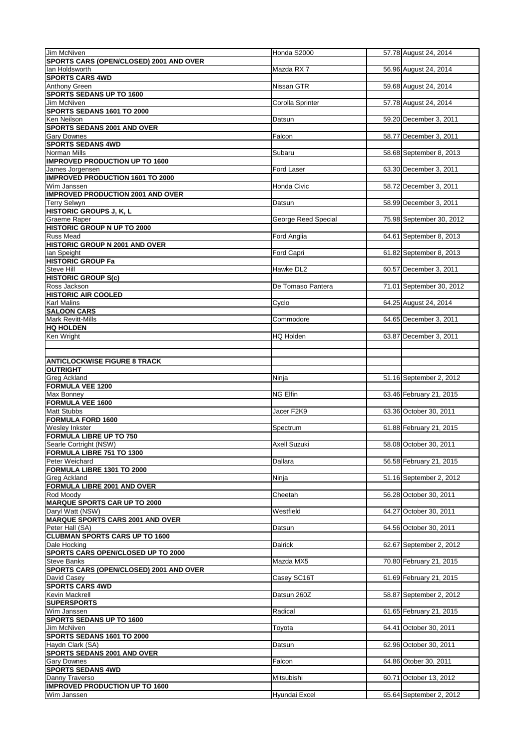| | | | |
|---|---|---|---|
| Jim McNiven | Honda S2000 | 57.78 | August 24, 2014 |
| **SPORTS CARS (OPEN/CLOSED) 2001 AND OVER** | | | |
| Ian Holdsworth | Mazda RX 7 | 56.96 | August 24, 2014 |
| **SPORTS CARS 4WD** | | | |
| Anthony Green | Nissan GTR | 59.68 | August 24, 2014 |
| **SPORTS SEDANS UP TO 1600** | | | |
| Jim McNiven | Corolla Sprinter | 57.78 | August 24, 2014 |
| **SPORTS SEDANS 1601 TO 2000** | | | |
| Ken Neilson | Datsun | 59.20 | December 3, 2011 |
| **SPORTS SEDANS 2001 AND OVER** | | | |
| Gary Downes | Falcon | 58.77 | December 3, 2011 |
| **SPORTS SEDANS 4WD** | | | |
| Norman Mills | Subaru | 58.68 | September 8, 2013 |
| **IMPROVED PRODUCTION UP TO 1600** | | | |
| James Jorgensen | Ford Laser | 63.30 | December 3, 2011 |
| **IMPROVED PRODUCTION 1601 TO 2000** | | | |
| Wim Janssen | Honda Civic | 58.72 | December 3, 2011 |
| **IMPROVED PRODUCTION 2001 AND OVER** | | | |
| Terry Selwyn | Datsun | 58.99 | December 3, 2011 |
| **HISTORIC GROUPS J, K, L** | | | |
| Graeme Raper | George Reed Special | 75.98 | September 30, 2012 |
| **HISTORIC GROUP N UP TO 2000** | | | |
| Russ Mead | Ford Anglia | 64.61 | September 8, 2013 |
| **HISTORIC GROUP N 2001 AND OVER** | | | |
| Ian Speight | Ford Capri | 61.82 | September 8, 2013 |
| **HISTORIC GROUP Fa** | | | |
| Steve Hill | Hawke DL2 | 60.57 | December 3, 2011 |
| **HISTORIC GROUP S(c)** | | | |
| Ross Jackson | De Tomaso Pantera | 71.01 | September 30, 2012 |
| **HISTORIC AIR COOLED** | | | |
| Karl Malins | Cyclo | 64.25 | August 24, 2014 |
| **SALOON CARS** | | | |
| Mark Revitt-Mills | Commodore | 64.65 | December 3, 2011 |
| **HQ HOLDEN** | | | |
| Ken Wright | HQ Holden | 63.87 | December 3, 2011 |
| | | | |
| | | | |
| **ANTICLOCKWISE FIGURE 8 TRACK** | | | |
| **OUTRIGHT** | | | |
| Greg Ackland | Ninja | 51.16 | September 2, 2012 |
| **FORMULA VEE 1200** | | | |
| Max Bonney | NG Elfin | 63.46 | February 21, 2015 |
| **FORMULA VEE 1600** | | | |
| Matt Stubbs | Jacer F2K9 | 63.36 | October 30, 2011 |
| **FORMULA FORD 1600** | | | |
| Wesley Inkster | Spectrum | 61.88 | February 21, 2015 |
| **FORMULA LIBRE UP TO 750** | | | |
| Searle Cortright (NSW) | Axell Suzuki | 58.08 | October 30, 2011 |
| **FORMULA LIBRE 751 TO 1300** | | | |
| Peter Weichard | Dallara | 56.58 | February 21, 2015 |
| **FORMULA LIBRE 1301 TO 2000** | | | |
| Greg Ackland | Ninja | 51.16 | September 2, 2012 |
| **FORMULA LIBRE 2001 AND OVER** | | | |
| Rod Moody | Cheetah | 56.28 | October 30, 2011 |
| **MARQUE SPORTS CAR UP TO 2000** | | | |
| Daryl Watt (NSW) | Westfield | 64.27 | October 30, 2011 |
| **MARQUE SPORTS CARS 2001 AND OVER** | | | |
| Peter Hall (SA) | Datsun | 64.56 | October 30, 2011 |
| **CLUBMAN SPORTS CARS UP TO 1600** | | | |
| Dale Hocking | Dalrick | 62.67 | September 2, 2012 |
| **SPORTS CARS OPEN/CLOSED UP TO 2000** | | | |
| Steve Banks | Mazda MX5 | 70.80 | February 21, 2015 |
| **SPORTS CARS (OPEN/CLOSED) 2001 AND OVER** | | | |
| David Casey | Casey SC16T | 61.69 | February 21, 2015 |
| **SPORTS CARS 4WD** | | | |
| Kevin Mackrell | Datsun 260Z | 58.87 | September 2, 2012 |
| **SUPERSPORTS** | | | |
| Wim Janssen | Radical | 61.65 | February 21, 2015 |
| **SPORTS SEDANS UP TO 1600** | | | |
| Jim McNiven | Toyota | 64.41 | October 30, 2011 |
| **SPORTS SEDANS 1601 TO 2000** | | | |
| Haydn Clark (SA) | Datsun | 62.96 | October 30, 2011 |
| **SPORTS SEDANS 2001 AND OVER** | | | |
| Gary Downes | Falcon | 64.86 | Otober 30, 2011 |
| **SPORTS SEDANS 4WD** | | | |
| Danny Traverso | Mitsubishi | 60.71 | October 13, 2012 |
| **IMPROVED PRODUCTION UP TO 1600** | | | |
| Wim Janssen | Hyundai Excel | 65.64 | September 2, 2012 |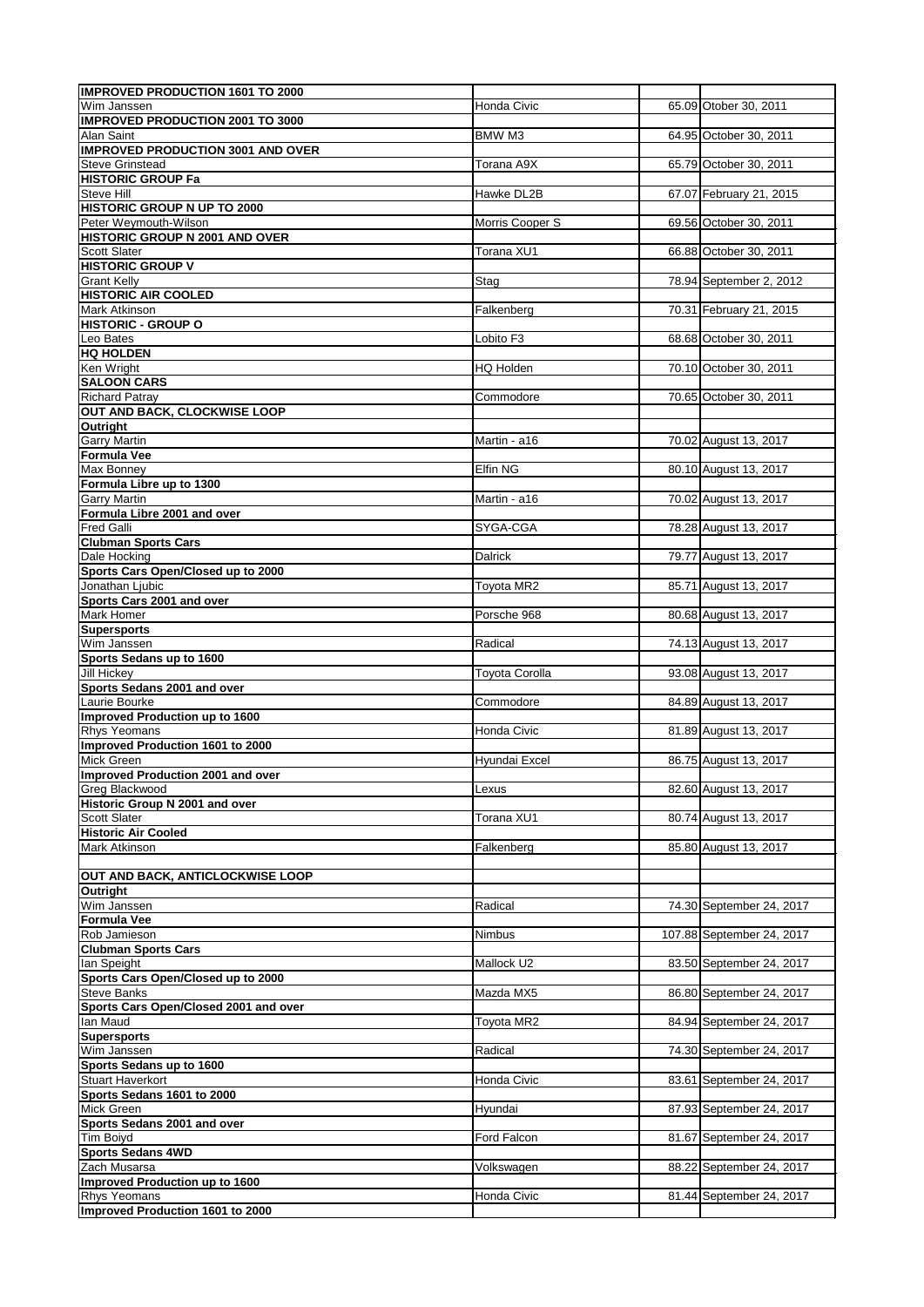| | | | |
|---|---|---|---|
| **IMPROVED PRODUCTION 1601 TO 2000** | | | |
| Wim Janssen | Honda Civic | 65.09 | Otober 30, 2011 |
| **IMPROVED PRODUCTION 2001 TO 3000** | | | |
| Alan Saint | BMW M3 | 64.95 | October 30, 2011 |
| **IMPROVED PRODUCTION 3001 AND OVER** | | | |
| Steve Grinstead | Torana A9X | 65.79 | October 30, 2011 |
| **HISTORIC GROUP Fa** | | | |
| Steve Hill | Hawke DL2B | 67.07 | February 21, 2015 |
| **HISTORIC GROUP N UP TO 2000** | | | |
| Peter Weymouth-Wilson | Morris Cooper S | 69.56 | October 30, 2011 |
| **HISTORIC GROUP N 2001 AND OVER** | | | |
| Scott Slater | Torana XU1 | 66.88 | October 30, 2011 |
| **HISTORIC GROUP V** | | | |
| Grant Kelly | Stag | 78.94 | September 2, 2012 |
| **HISTORIC AIR COOLED** | | | |
| Mark Atkinson | Falkenberg | 70.31 | February 21, 2015 |
| **HISTORIC - GROUP O** | | | |
| Leo Bates | Lobito F3 | 68.68 | October 30, 2011 |
| **HQ HOLDEN** | | | |
| Ken Wright | HQ Holden | 70.10 | October 30, 2011 |
| **SALOON CARS** | | | |
| Richard Patray | Commodore | 70.65 | October 30, 2011 |
| **OUT AND BACK, CLOCKWISE LOOP** | | | |
| **Outright** | | | |
| Garry Martin | Martin - a16 | 70.02 | August 13, 2017 |
| **Formula Vee** | | | |
| Max Bonney | Elfin NG | 80.10 | August 13, 2017 |
| **Formula Libre up to 1300** | | | |
| Garry Martin | Martin - a16 | 70.02 | August 13, 2017 |
| **Formula Libre 2001 and over** | | | |
| Fred Galli | SYGA-CGA | 78.28 | August 13, 2017 |
| **Clubman Sports Cars** | | | |
| Dale Hocking | Dalrick | 79.77 | August 13, 2017 |
| **Sports Cars Open/Closed up to 2000** | | | |
| Jonathan Ljubic | Toyota MR2 | 85.71 | August 13, 2017 |
| **Sports Cars 2001 and over** | | | |
| Mark Homer | Porsche 968 | 80.68 | August 13, 2017 |
| **Supersports** | | | |
| Wim Janssen | Radical | 74.13 | August 13, 2017 |
| **Sports Sedans up to 1600** | | | |
| Jill Hickey | Toyota Corolla | 93.08 | August 13, 2017 |
| **Sports Sedans 2001 and over** | | | |
| Laurie Bourke | Commodore | 84.89 | August 13, 2017 |
| **Improved Production up to 1600** | | | |
| Rhys Yeomans | Honda Civic | 81.89 | August 13, 2017 |
| **Improved Production 1601 to 2000** | | | |
| Mick Green | Hyundai Excel | 86.75 | August 13, 2017 |
| **Improved Production 2001 and over** | | | |
| Greg Blackwood | Lexus | 82.60 | August 13, 2017 |
| **Historic Group N 2001 and over** | | | |
| Scott Slater | Torana XU1 | 80.74 | August 13, 2017 |
| **Historic Air Cooled** | | | |
| Mark Atkinson | Falkenberg | 85.80 | August 13, 2017 |
| | | | |
| **OUT AND BACK, ANTICLOCKWISE LOOP** | | | |
| **Outright** | | | |
| Wim Janssen | Radical | 74.30 | September 24, 2017 |
| **Formula Vee** | | | |
| Rob Jamieson | Nimbus | 107.88 | September 24, 2017 |
| **Clubman Sports Cars** | | | |
| Ian Speight | Mallock U2 | 83.50 | September 24, 2017 |
| **Sports Cars Open/Closed up to 2000** | | | |
| Steve Banks | Mazda MX5 | 86.80 | September 24, 2017 |
| **Sports Cars Open/Closed 2001 and over** | | | |
| Ian Maud | Toyota MR2 | 84.94 | September 24, 2017 |
| **Supersports** | | | |
| Wim Janssen | Radical | 74.30 | September 24, 2017 |
| **Sports Sedans up to 1600** | | | |
| Stuart Haverkort | Honda Civic | 83.61 | September 24, 2017 |
| **Sports Sedans 1601 to 2000** | | | |
| Mick Green | Hyundai | 87.93 | September 24, 2017 |
| **Sports Sedans 2001 and over** | | | |
| Tim Boiyd | Ford Falcon | 81.67 | September 24, 2017 |
| **Sports Sedans 4WD** | | | |
| Zach Musarsa | Volkswagen | 88.22 | September 24, 2017 |
| **Improved Production up to 1600** | | | |
| Rhys Yeomans | Honda Civic | 81.44 | September 24, 2017 |
| **Improved Production 1601 to 2000** | | | |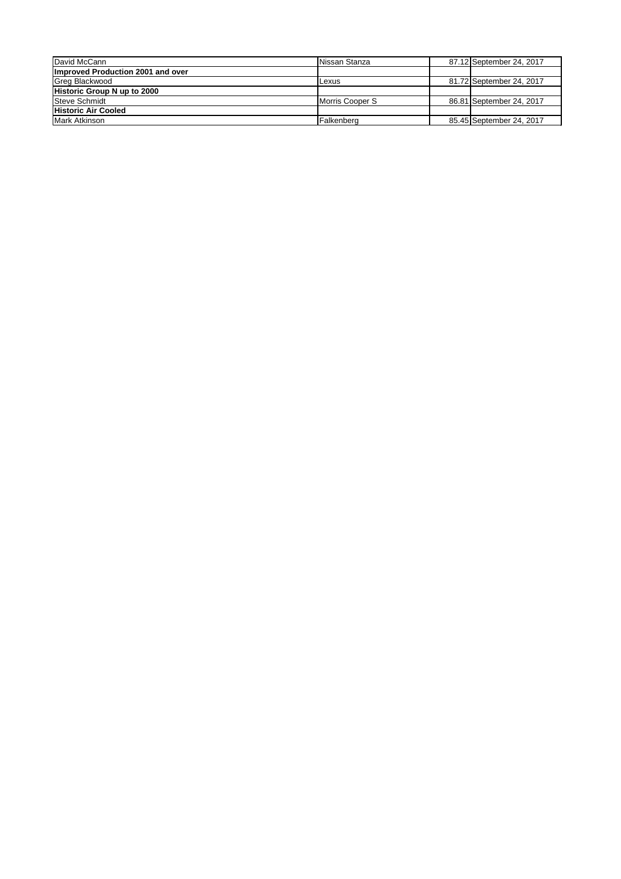| | | | |
|---|---|---|---|
| David McCann | Nissan Stanza | 87.12 | September 24, 2017 |
| **Improved Production 2001 and over** | | | |
| Greg Blackwood | Lexus | 81.72 | September 24, 2017 |
| **Historic Group N up to 2000** | | | |
| Steve Schmidt | Morris Cooper S | 86.81 | September 24, 2017 |
| **Historic Air Cooled** | | | |
| Mark Atkinson | Falkenberg | 85.45 | September 24, 2017 |